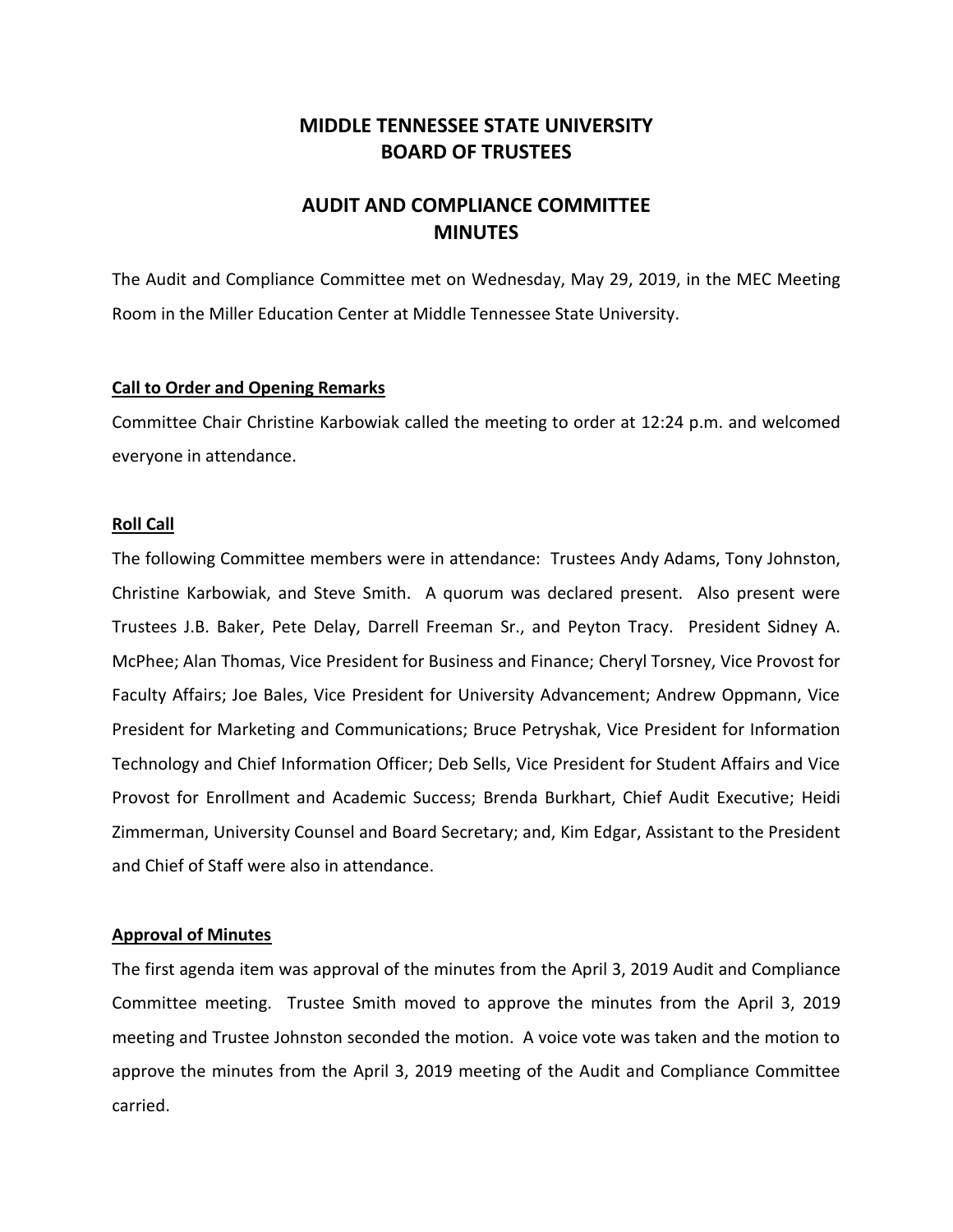# MIDDLE TENNESSEE STATE UNIVERSITY
# BOARD OF TRUSTEES

## AUDIT AND COMPLIANCE COMMITTEE
## MINUTES

The Audit and Compliance Committee met on Wednesday, May 29, 2019, in the MEC Meeting Room in the Miller Education Center at Middle Tennessee State University.

### Call to Order and Opening Remarks

Committee Chair Christine Karbowiak called the meeting to order at 12:24 p.m. and welcomed everyone in attendance.

### Roll Call

The following Committee members were in attendance: Trustees Andy Adams, Tony Johnston, Christine Karbowiak, and Steve Smith. A quorum was declared present. Also present were Trustees J.B. Baker, Pete Delay, Darrell Freeman Sr., and Peyton Tracy. President Sidney A. McPhee; Alan Thomas, Vice President for Business and Finance; Cheryl Torsney, Vice Provost for Faculty Affairs; Joe Bales, Vice President for University Advancement; Andrew Oppmann, Vice President for Marketing and Communications; Bruce Petryshak, Vice President for Information Technology and Chief Information Officer; Deb Sells, Vice President for Student Affairs and Vice Provost for Enrollment and Academic Success; Brenda Burkhart, Chief Audit Executive; Heidi Zimmerman, University Counsel and Board Secretary; and, Kim Edgar, Assistant to the President and Chief of Staff were also in attendance.

### Approval of Minutes

The first agenda item was approval of the minutes from the April 3, 2019 Audit and Compliance Committee meeting. Trustee Smith moved to approve the minutes from the April 3, 2019 meeting and Trustee Johnston seconded the motion. A voice vote was taken and the motion to approve the minutes from the April 3, 2019 meeting of the Audit and Compliance Committee carried.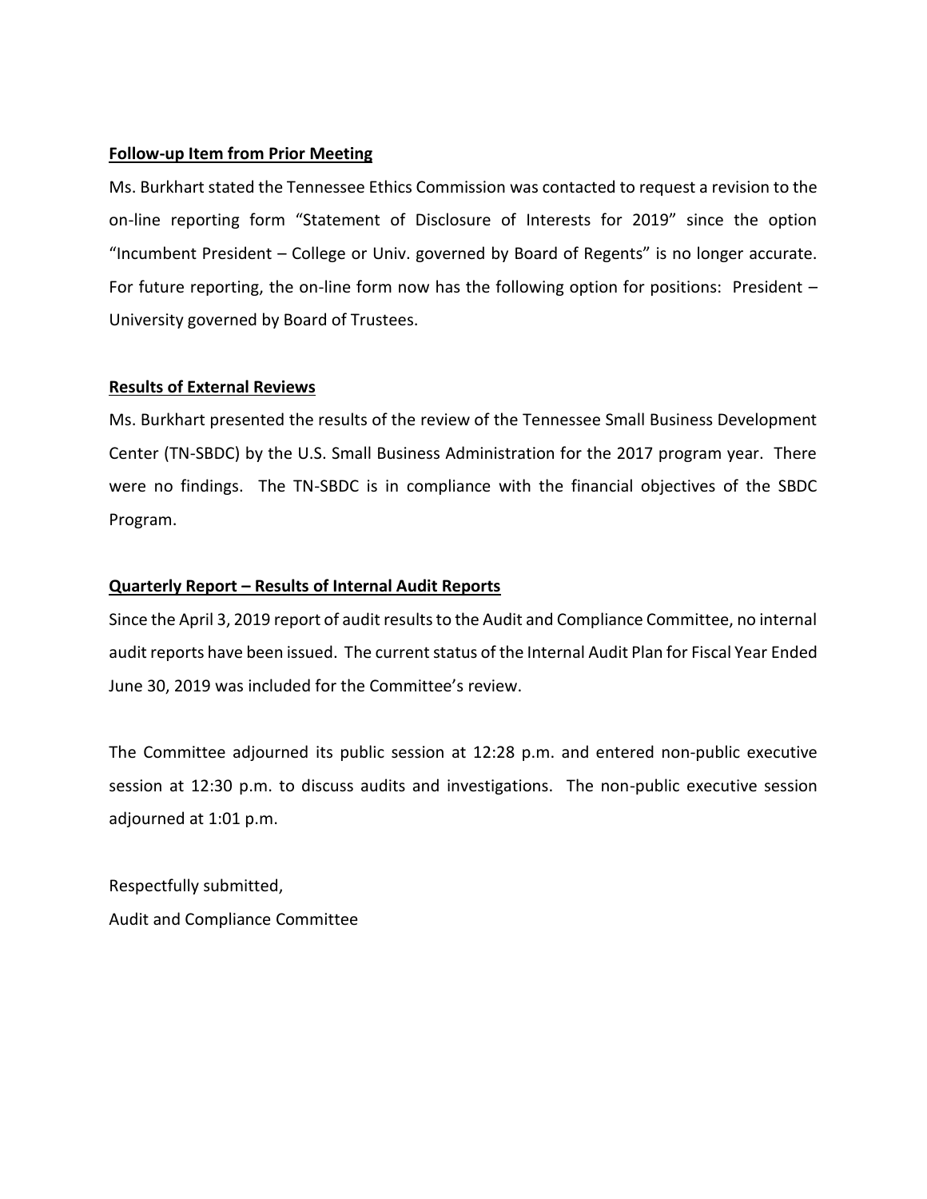**Follow-up Item from Prior Meeting**

Ms. Burkhart stated the Tennessee Ethics Commission was contacted to request a revision to the on-line reporting form "Statement of Disclosure of Interests for 2019" since the option "Incumbent President – College or Univ. governed by Board of Regents" is no longer accurate. For future reporting, the on-line form now has the following option for positions: President – University governed by Board of Trustees.

**Results of External Reviews**

Ms. Burkhart presented the results of the review of the Tennessee Small Business Development Center (TN-SBDC) by the U.S. Small Business Administration for the 2017 program year. There were no findings. The TN-SBDC is in compliance with the financial objectives of the SBDC Program.

**Quarterly Report – Results of Internal Audit Reports**

Since the April 3, 2019 report of audit results to the Audit and Compliance Committee, no internal audit reports have been issued. The current status of the Internal Audit Plan for Fiscal Year Ended June 30, 2019 was included for the Committee's review.

The Committee adjourned its public session at 12:28 p.m. and entered non-public executive session at 12:30 p.m. to discuss audits and investigations. The non-public executive session adjourned at 1:01 p.m.

Respectfully submitted,
Audit and Compliance Committee